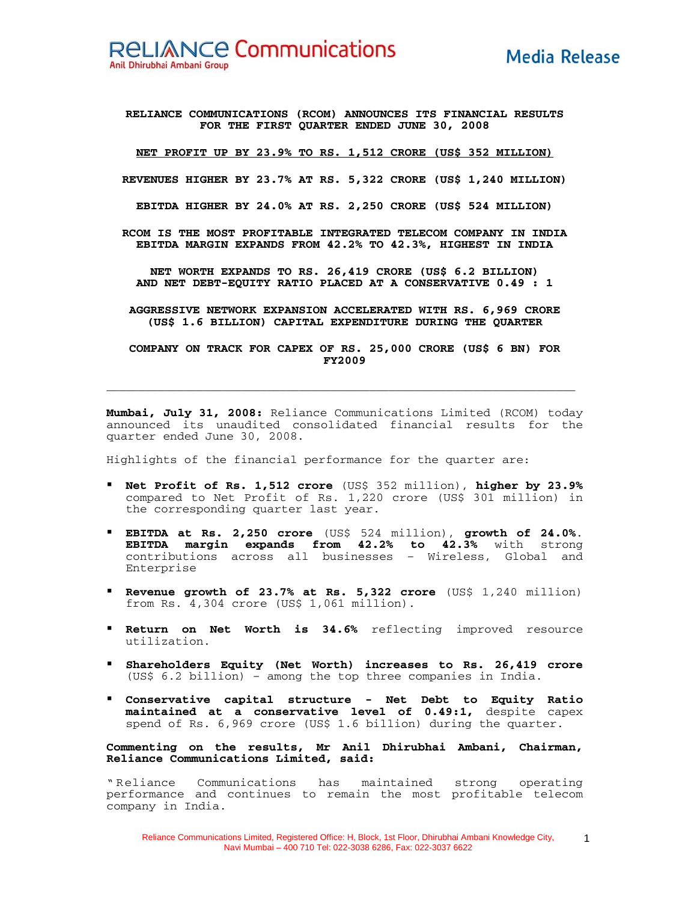**Reliance Communications**
Anil Dhirubhai Ambani Group

**Media Release**

**RELIANCE COMMUNICATIONS (RCOM) ANNOUNCES ITS FINANCIAL RESULTS FOR THE FIRST QUARTER ENDED JUNE 30, 2008**

**NET PROFIT UP BY 23.9% TO RS. 1,512 CRORE (US$ 352 MILLION)**

**REVENUES HIGHER BY 23.7% AT RS. 5,322 CRORE (US$ 1,240 MILLION)**

**EBITDA HIGHER BY 24.0% AT RS. 2,250 CRORE (US$ 524 MILLION)**

**RCOM IS THE MOST PROFITABLE INTEGRATED TELECOM COMPANY IN INDIA EBITDA MARGIN EXPANDS FROM 42.2% TO 42.3%, HIGHEST IN INDIA**

**NET WORTH EXPANDS TO RS. 26,419 CRORE (US$ 6.2 BILLION) AND NET DEBT-EQUITY RATIO PLACED AT A CONSERVATIVE 0.49 : 1**

**AGGRESSIVE NETWORK EXPANSION ACCELERATED WITH RS. 6,969 CRORE (US$ 1.6 BILLION) CAPITAL EXPENDITURE DURING THE QUARTER**

**COMPANY ON TRACK FOR CAPEX OF RS. 25,000 CRORE (US$ 6 BN) FOR FY2009**

---

**Mumbai, July 31, 2008:** Reliance Communications Limited (RCOM) today announced its unaudited consolidated financial results for the quarter ended June 30, 2008.

Highlights of the financial performance for the quarter are:

- **Net Profit of Rs. 1,512 crore** (US$ 352 million), **higher by 23.9%** compared to Net Profit of Rs. 1,220 crore (US$ 301 million) in the corresponding quarter last year.
- **EBITDA at Rs. 2,250 crore** (US$ 524 million), **growth of 24.0%**. **EBITDA margin expands from 42.2% to 42.3%** with strong contributions across all businesses – Wireless, Global and Enterprise
- **Revenue growth of 23.7% at Rs. 5,322 crore** (US$ 1,240 million) from Rs. 4,304 crore (US$ 1,061 million).
- **Return on Net Worth is 34.6%** reflecting improved resource utilization.
- **Shareholders Equity (Net Worth) increases to Rs. 26,419 crore** (US$ 6.2 billion) – among the top three companies in India.
- **Conservative capital structure - Net Debt to Equity Ratio maintained at a conservative level of 0.49:1,** despite capex spend of Rs. 6,969 crore (US$ 1.6 billion) during the quarter.

**Commenting on the results, Mr Anil Dhirubhai Ambani, Chairman, Reliance Communications Limited, said:**

"Reliance Communications has maintained strong operating performance and continues to remain the most profitable telecom company in India.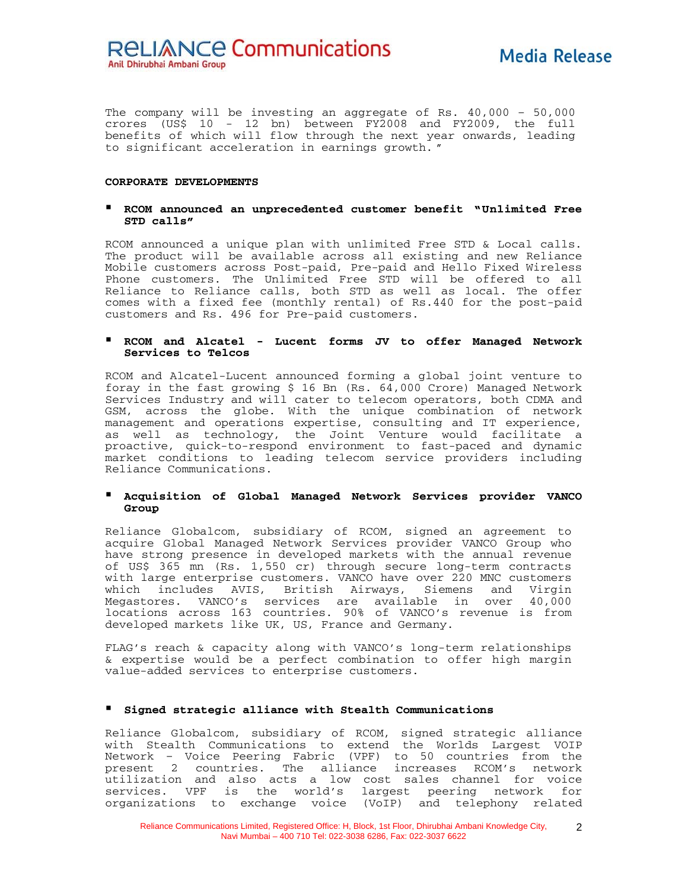The company will be investing an aggregate of Rs. 40,000 – 50,000 crores (US$ 10 - 12 bn) between FY2008 and FY2009, the full benefits of which will flow through the next year onwards, leading to significant acceleration in earnings growth."

**CORPORATE DEVELOPMENTS**

- **RCOM announced an unprecedented customer benefit "Unlimited Free STD calls"**

RCOM announced a unique plan with unlimited Free STD & Local calls. The product will be available across all existing and new Reliance Mobile customers across Post-paid, Pre-paid and Hello Fixed Wireless Phone customers. The Unlimited Free STD will be offered to all Reliance to Reliance calls, both STD as well as local. The offer comes with a fixed fee (monthly rental) of Rs.440 for the post-paid customers and Rs. 496 for Pre-paid customers.

- **RCOM and Alcatel - Lucent forms JV to offer Managed Network Services to Telcos**

RCOM and Alcatel-Lucent announced forming a global joint venture to foray in the fast growing $ 16 Bn (Rs. 64,000 Crore) Managed Network Services Industry and will cater to telecom operators, both CDMA and GSM, across the globe. With the unique combination of network management and operations expertise, consulting and IT experience, as well as technology, the Joint Venture would facilitate a proactive, quick-to-respond environment to fast-paced and dynamic market conditions to leading telecom service providers including Reliance Communications.

- **Acquisition of Global Managed Network Services provider VANCO Group**

Reliance Globalcom, subsidiary of RCOM, signed an agreement to acquire Global Managed Network Services provider VANCO Group who have strong presence in developed markets with the annual revenue of US$ 365 mn (Rs. 1,550 cr) through secure long-term contracts with large enterprise customers. VANCO have over 220 MNC customers which includes AVIS, British Airways, Siemens and Virgin Megastores. VANCO's services are available in over 40,000 locations across 163 countries. 90% of VANCO's revenue is from developed markets like UK, US, France and Germany.

FLAG's reach & capacity along with VANCO's long-term relationships & expertise would be a perfect combination to offer high margin value-added services to enterprise customers.

- **Signed strategic alliance with Stealth Communications**

Reliance Globalcom, subsidiary of RCOM, signed strategic alliance with Stealth Communications to extend the Worlds Largest VOIP Network – Voice Peering Fabric (VPF) to 50 countries from the present 2 countries. The alliance increases RCOM's network utilization and also acts a low cost sales channel for voice services. VPF is the world's largest peering network for organizations to exchange voice (VoIP) and telephony related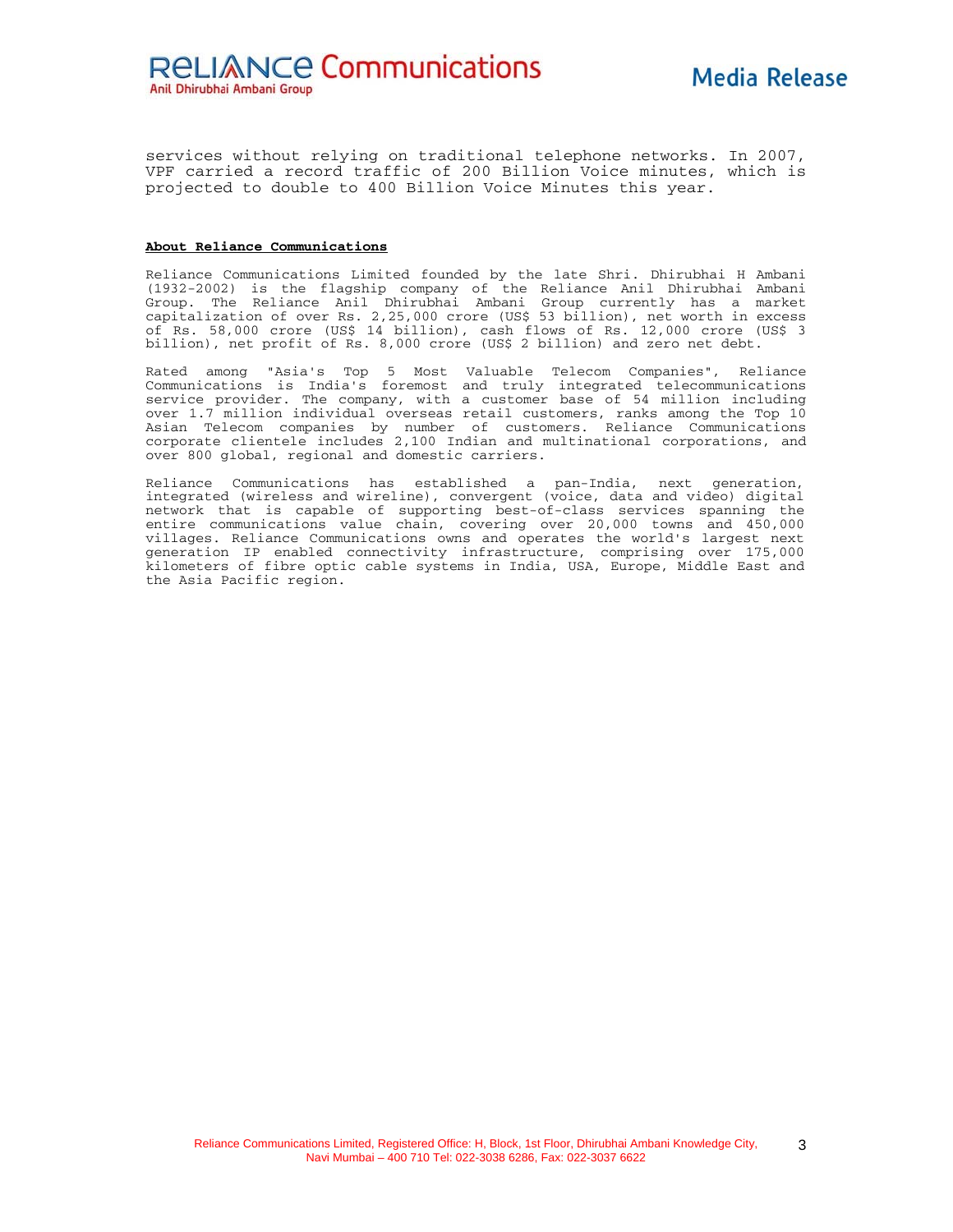services without relying on traditional telephone networks. In 2007, VPF carried a record traffic of 200 Billion Voice minutes, which is projected to double to 400 Billion Voice Minutes this year.

**About Reliance Communications**

Reliance Communications Limited founded by the late Shri. Dhirubhai H Ambani (1932-2002) is the flagship company of the Reliance Anil Dhirubhai Ambani Group. The Reliance Anil Dhirubhai Ambani Group currently has a market capitalization of over Rs. 2,25,000 crore (US$ 53 billion), net worth in excess of Rs. 58,000 crore (US$ 14 billion), cash flows of Rs. 12,000 crore (US$ 3 billion), net profit of Rs. 8,000 crore (US$ 2 billion) and zero net debt.

Rated among "Asia's Top 5 Most Valuable Telecom Companies", Reliance Communications is India's foremost and truly integrated telecommunications service provider. The company, with a customer base of 54 million including over 1.7 million individual overseas retail customers, ranks among the Top 10 Asian Telecom companies by number of customers. Reliance Communications corporate clientele includes 2,100 Indian and multinational corporations, and over 800 global, regional and domestic carriers.

Reliance Communications has established a pan-India, next generation, integrated (wireless and wireline), convergent (voice, data and video) digital network that is capable of supporting best-of-class services spanning the entire communications value chain, covering over 20,000 towns and 450,000 villages. Reliance Communications owns and operates the world's largest next generation IP enabled connectivity infrastructure, comprising over 175,000 kilometers of fibre optic cable systems in India, USA, Europe, Middle East and the Asia Pacific region.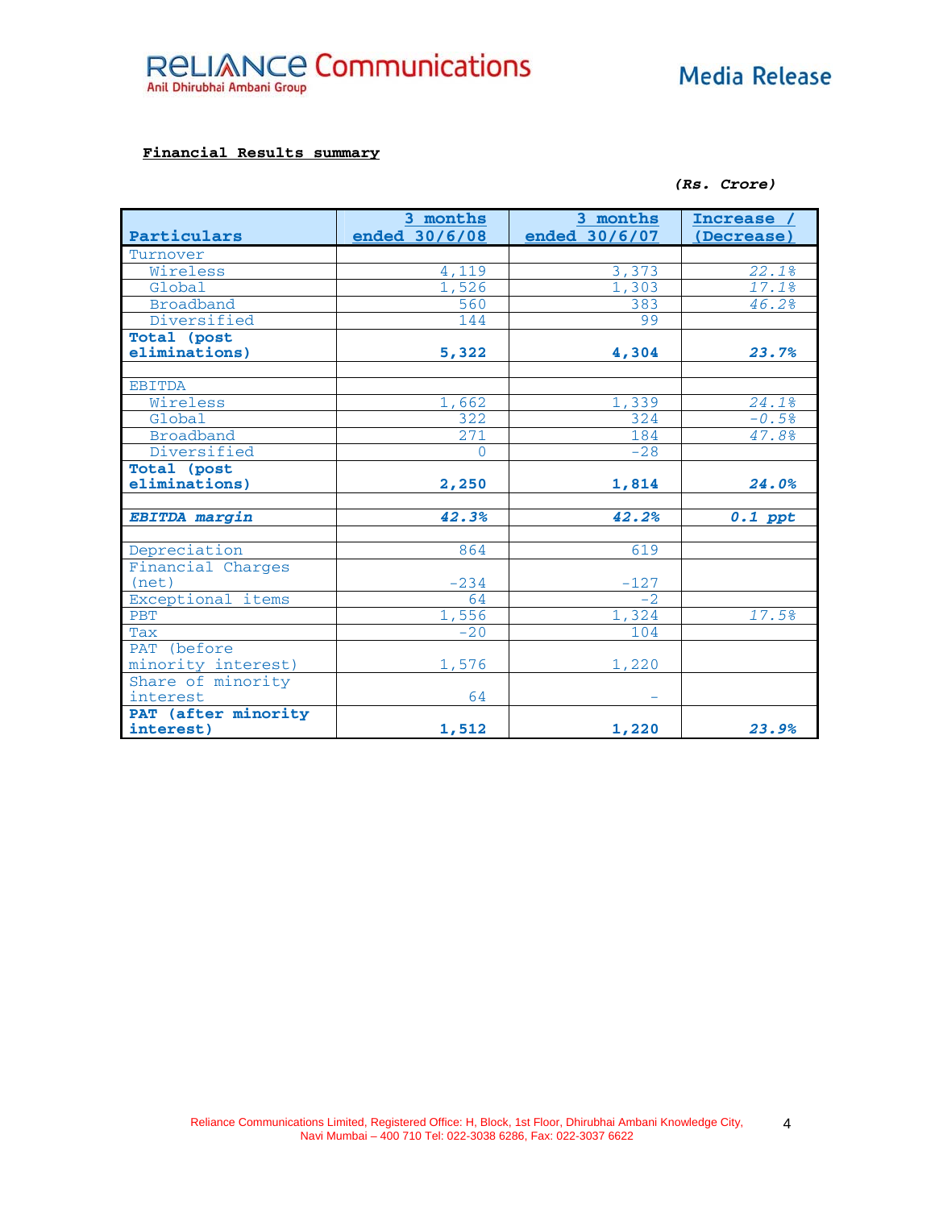**Financial Results summary**

*(Rs. Crore)*

| Particulars | 3 months ended 30/6/08 | 3 months ended 30/6/07 | Increase / (Decrease) |
|---|---|---|---|
| Turnover | | | |
| Wireless | 4,119 | 3,373 | *22.1%* |
| Global | 1,526 | 1,303 | *17.1%* |
| Broadband | 560 | 383 | *46.2%* |
| Diversified | 144 | 99 | |
| **Total (post eliminations)** | **5,322** | **4,304** | ***23.7%*** |
| | | | |
| EBITDA | | | |
| Wireless | 1,662 | 1,339 | *24.1%* |
| Global | 322 | 324 | *-0.5%* |
| Broadband | 271 | 184 | *47.8%* |
| Diversified | 0 | -28 | |
| **Total (post eliminations)** | **2,250** | **1,814** | ***24.0%*** |
| | | | |
| ***EBITDA margin*** | ***42.3%*** | ***42.2%*** | ***0.1 ppt*** |
| | | | |
| Depreciation | 864 | 619 | |
| Financial Charges (net) | -234 | -127 | |
| Exceptional items | 64 | -2 | |
| PBT | 1,556 | 1,324 | *17.5%* |
| Tax | -20 | 104 | |
| PAT (before minority interest) | 1,576 | 1,220 | |
| Share of minority interest | 64 | - | |
| **PAT (after minority interest)** | **1,512** | **1,220** | ***23.9%*** |